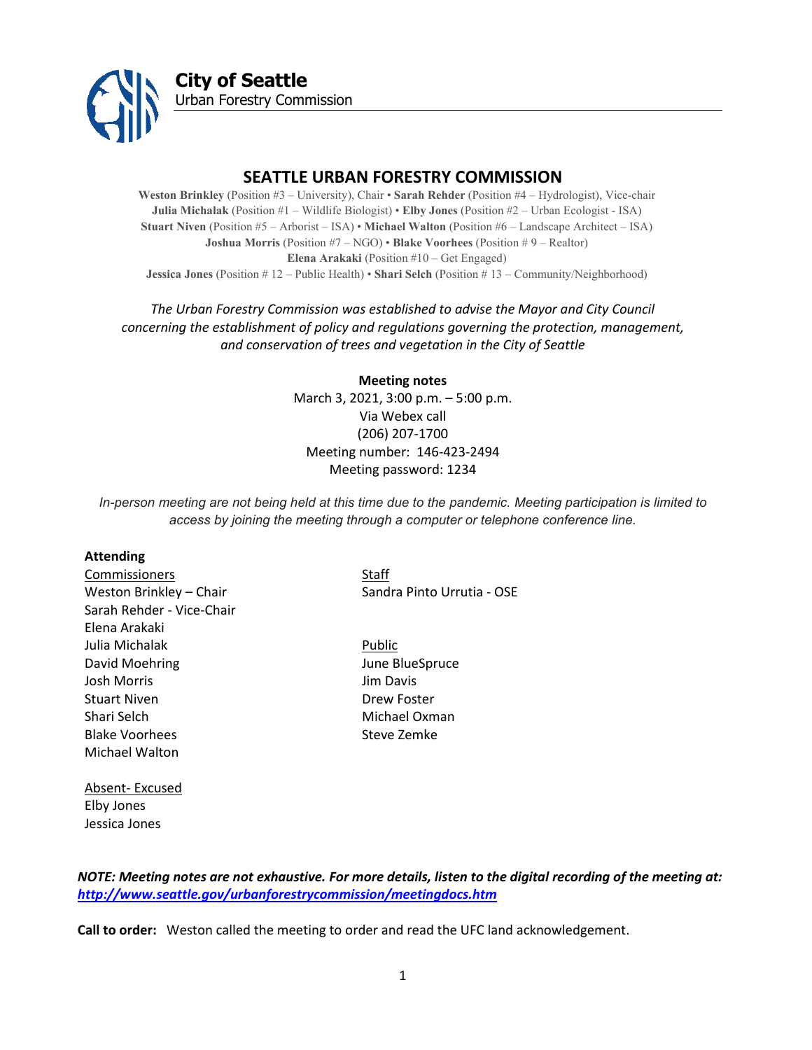**City of Seattle**
Urban Forestry Commission

# SEATTLE URBAN FORESTRY COMMISSION

**Weston Brinkley** (Position #3 – University), Chair • **Sarah Rehder** (Position #4 – Hydrologist), Vice-chair
**Julia Michalak** (Position #1 – Wildlife Biologist) • **Elby Jones** (Position #2 – Urban Ecologist - ISA)
**Stuart Niven** (Position #5 – Arborist – ISA) • **Michael Walton** (Position #6 – Landscape Architect – ISA)
**Joshua Morris** (Position #7 – NGO) • **Blake Voorhees** (Position # 9 – Realtor)
**Elena Arakaki** (Position #10 – Get Engaged)
**Jessica Jones** (Position # 12 – Public Health) • **Shari Selch** (Position # 13 – Community/Neighborhood)

*The Urban Forestry Commission was established to advise the Mayor and City Council concerning the establishment of policy and regulations governing the protection, management, and conservation of trees and vegetation in the City of Seattle*

**Meeting notes**
March 3, 2021, 3:00 p.m. – 5:00 p.m.
Via Webex call
(206) 207-1700
Meeting number: 146-423-2494
Meeting password: 1234

*In-person meeting are not being held at this time due to the pandemic. Meeting participation is limited to access by joining the meeting through a computer or telephone conference line.*

**Attending**

Commissioners
Weston Brinkley – Chair
Sarah Rehder - Vice-Chair
Elena Arakaki
Julia Michalak
David Moehring
Josh Morris
Stuart Niven
Shari Selch
Blake Voorhees
Michael Walton

Staff
Sandra Pinto Urrutia - OSE

Public
June BlueSpruce
Jim Davis
Drew Foster
Michael Oxman
Steve Zemke

Absent- Excused
Elby Jones
Jessica Jones

***NOTE: Meeting notes are not exhaustive. For more details, listen to the digital recording of the meeting at: http://www.seattle.gov/urbanforestrycommission/meetingdocs.htm***

**Call to order:** Weston called the meeting to order and read the UFC land acknowledgement.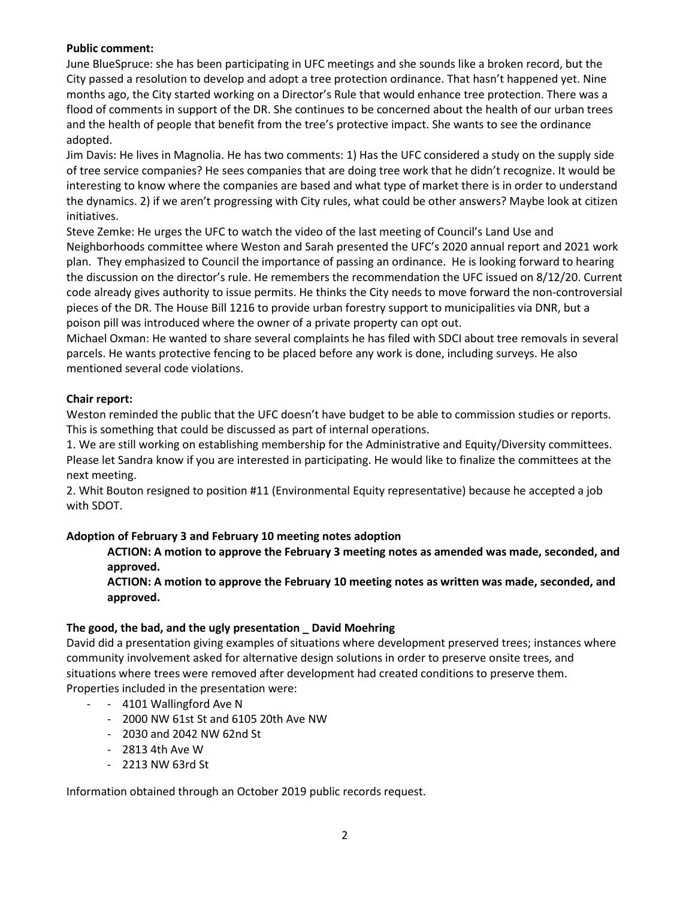**Public comment:**

June BlueSpruce: she has been participating in UFC meetings and she sounds like a broken record, but the City passed a resolution to develop and adopt a tree protection ordinance. That hasn't happened yet. Nine months ago, the City started working on a Director's Rule that would enhance tree protection. There was a flood of comments in support of the DR. She continues to be concerned about the health of our urban trees and the health of people that benefit from the tree's protective impact. She wants to see the ordinance adopted.

Jim Davis: He lives in Magnolia. He has two comments: 1) Has the UFC considered a study on the supply side of tree service companies? He sees companies that are doing tree work that he didn't recognize. It would be interesting to know where the companies are based and what type of market there is in order to understand the dynamics. 2) if we aren't progressing with City rules, what could be other answers? Maybe look at citizen initiatives.

Steve Zemke: He urges the UFC to watch the video of the last meeting of Council's Land Use and Neighborhoods committee where Weston and Sarah presented the UFC's 2020 annual report and 2021 work plan. They emphasized to Council the importance of passing an ordinance. He is looking forward to hearing the discussion on the director's rule. He remembers the recommendation the UFC issued on 8/12/20. Current code already gives authority to issue permits. He thinks the City needs to move forward the non-controversial pieces of the DR. The House Bill 1216 to provide urban forestry support to municipalities via DNR, but a poison pill was introduced where the owner of a private property can opt out.

Michael Oxman: He wanted to share several complaints he has filed with SDCI about tree removals in several parcels. He wants protective fencing to be placed before any work is done, including surveys. He also mentioned several code violations.

**Chair report:**

Weston reminded the public that the UFC doesn't have budget to be able to commission studies or reports. This is something that could be discussed as part of internal operations.

1. We are still working on establishing membership for the Administrative and Equity/Diversity committees. Please let Sandra know if you are interested in participating. He would like to finalize the committees at the next meeting.
2. Whit Bouton resigned to position #11 (Environmental Equity representative) because he accepted a job with SDOT.

**Adoption of February 3 and February 10 meeting notes adoption**

**ACTION: A motion to approve the February 3 meeting notes as amended was made, seconded, and approved.**

**ACTION: A motion to approve the February 10 meeting notes as written was made, seconded, and approved.**

**The good, the bad, and the ugly presentation _ David Moehring**

David did a presentation giving examples of situations where development preserved trees; instances where community involvement asked for alternative design solutions in order to preserve onsite trees, and situations where trees were removed after development had created conditions to preserve them. Properties included in the presentation were:

- 4101 Wallingford Ave N
- 2000 NW 61st St and 6105 20th Ave NW
- 2030 and 2042 NW 62nd St
- 2813 4th Ave W
- 2213 NW 63rd St

Information obtained through an October 2019 public records request.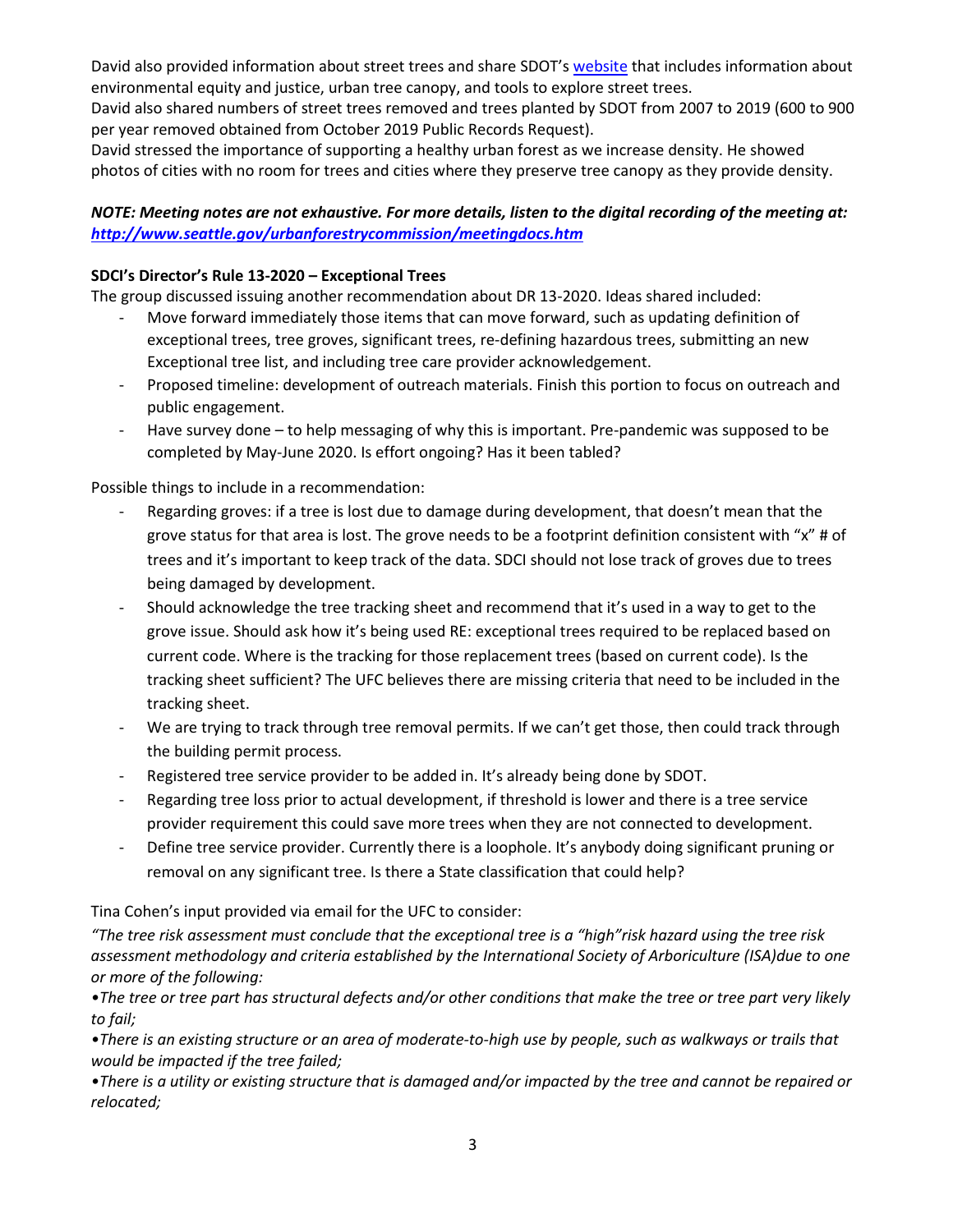David also provided information about street trees and share SDOT's [website](#) that includes information about environmental equity and justice, urban tree canopy, and tools to explore street trees.
David also shared numbers of street trees removed and trees planted by SDOT from 2007 to 2019 (600 to 900 per year removed obtained from October 2019 Public Records Request).
David stressed the importance of supporting a healthy urban forest as we increase density. He showed photos of cities with no room for trees and cities where they preserve tree canopy as they provide density.

***NOTE: Meeting notes are not exhaustive. For more details, listen to the digital recording of the meeting at: [http://www.seattle.gov/urbanforestrycommission/meetingdocs.htm](http://www.seattle.gov/urbanforestrycommission/meetingdocs.htm)***

**SDCI's Director's Rule 13-2020 – Exceptional Trees**

The group discussed issuing another recommendation about DR 13-2020. Ideas shared included:

- Move forward immediately those items that can move forward, such as updating definition of exceptional trees, tree groves, significant trees, re-defining hazardous trees, submitting an new Exceptional tree list, and including tree care provider acknowledgement.
- Proposed timeline: development of outreach materials. Finish this portion to focus on outreach and public engagement.
- Have survey done – to help messaging of why this is important. Pre-pandemic was supposed to be completed by May-June 2020. Is effort ongoing? Has it been tabled?

Possible things to include in a recommendation:

- Regarding groves: if a tree is lost due to damage during development, that doesn't mean that the grove status for that area is lost. The grove needs to be a footprint definition consistent with "x" # of trees and it's important to keep track of the data. SDCI should not lose track of groves due to trees being damaged by development.
- Should acknowledge the tree tracking sheet and recommend that it's used in a way to get to the grove issue. Should ask how it's being used RE: exceptional trees required to be replaced based on current code. Where is the tracking for those replacement trees (based on current code). Is the tracking sheet sufficient? The UFC believes there are missing criteria that need to be included in the tracking sheet.
- We are trying to track through tree removal permits. If we can't get those, then could track through the building permit process.
- Registered tree service provider to be added in. It's already being done by SDOT.
- Regarding tree loss prior to actual development, if threshold is lower and there is a tree service provider requirement this could save more trees when they are not connected to development.
- Define tree service provider. Currently there is a loophole. It's anybody doing significant pruning or removal on any significant tree. Is there a State classification that could help?

Tina Cohen's input provided via email for the UFC to consider:

*"The tree risk assessment must conclude that the exceptional tree is a "high"risk hazard using the tree risk assessment methodology and criteria established by the International Society of Arboriculture (ISA)due to one or more of the following:*

*•The tree or tree part has structural defects and/or other conditions that make the tree or tree part very likely to fail;*

*•There is an existing structure or an area of moderate-to-high use by people, such as walkways or trails that would be impacted if the tree failed;*

*•There is a utility or existing structure that is damaged and/or impacted by the tree and cannot be repaired or relocated;*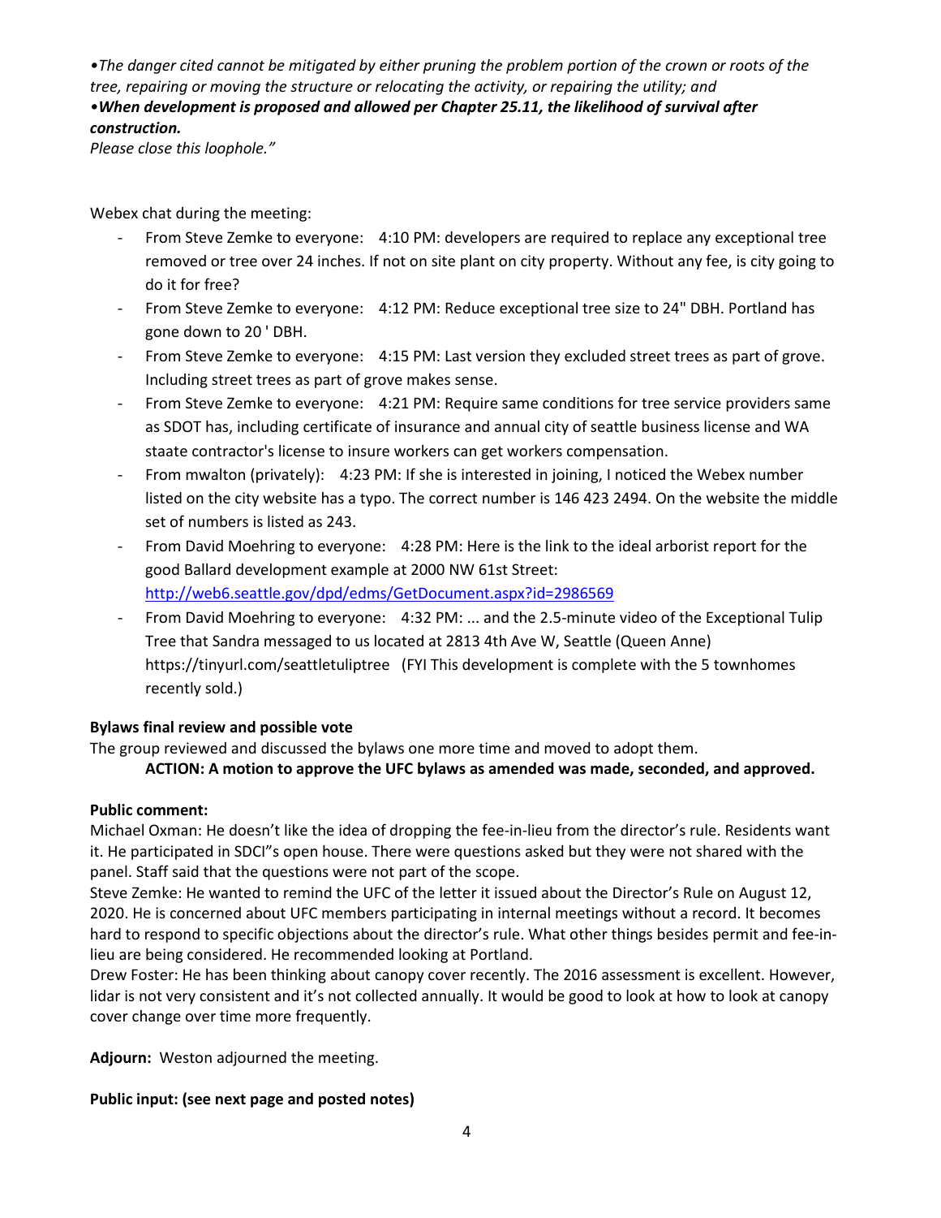*•The danger cited cannot be mitigated by either pruning the problem portion of the crown or roots of the tree, repairing or moving the structure or relocating the activity, or repairing the utility; and*
***•When development is proposed and allowed per Chapter 25.11, the likelihood of survival after construction.***
*Please close this loophole."*

Webex chat during the meeting:

- From Steve Zemke to everyone: 4:10 PM: developers are required to replace any exceptional tree removed or tree over 24 inches. If not on site plant on city property. Without any fee, is city going to do it for free?
- From Steve Zemke to everyone: 4:12 PM: Reduce exceptional tree size to 24" DBH. Portland has gone down to 20 ' DBH.
- From Steve Zemke to everyone: 4:15 PM: Last version they excluded street trees as part of grove. Including street trees as part of grove makes sense.
- From Steve Zemke to everyone: 4:21 PM: Require same conditions for tree service providers same as SDOT has, including certificate of insurance and annual city of seattle business license and WA staate contractor's license to insure workers can get workers compensation.
- From mwalton (privately): 4:23 PM: If she is interested in joining, I noticed the Webex number listed on the city website has a typo. The correct number is 146 423 2494. On the website the middle set of numbers is listed as 243.
- From David Moehring to everyone: 4:28 PM: Here is the link to the ideal arborist report for the good Ballard development example at 2000 NW 61st Street: http://web6.seattle.gov/dpd/edms/GetDocument.aspx?id=2986569
- From David Moehring to everyone: 4:32 PM: ... and the 2.5-minute video of the Exceptional Tulip Tree that Sandra messaged to us located at 2813 4th Ave W, Seattle (Queen Anne) https://tinyurl.com/seattletuliptree (FYI This development is complete with the 5 townhomes recently sold.)

**Bylaws final review and possible vote**
The group reviewed and discussed the bylaws one more time and moved to adopt them.

**ACTION: A motion to approve the UFC bylaws as amended was made, seconded, and approved.**

**Public comment:**
Michael Oxman: He doesn't like the idea of dropping the fee-in-lieu from the director's rule. Residents want it. He participated in SDCI"s open house. There were questions asked but they were not shared with the panel. Staff said that the questions were not part of the scope.
Steve Zemke: He wanted to remind the UFC of the letter it issued about the Director's Rule on August 12, 2020. He is concerned about UFC members participating in internal meetings without a record. It becomes hard to respond to specific objections about the director's rule. What other things besides permit and fee-in-lieu are being considered. He recommended looking at Portland.
Drew Foster: He has been thinking about canopy cover recently. The 2016 assessment is excellent. However, lidar is not very consistent and it's not collected annually. It would be good to look at how to look at canopy cover change over time more frequently.

**Adjourn:** Weston adjourned the meeting.

**Public input: (see next page and posted notes)**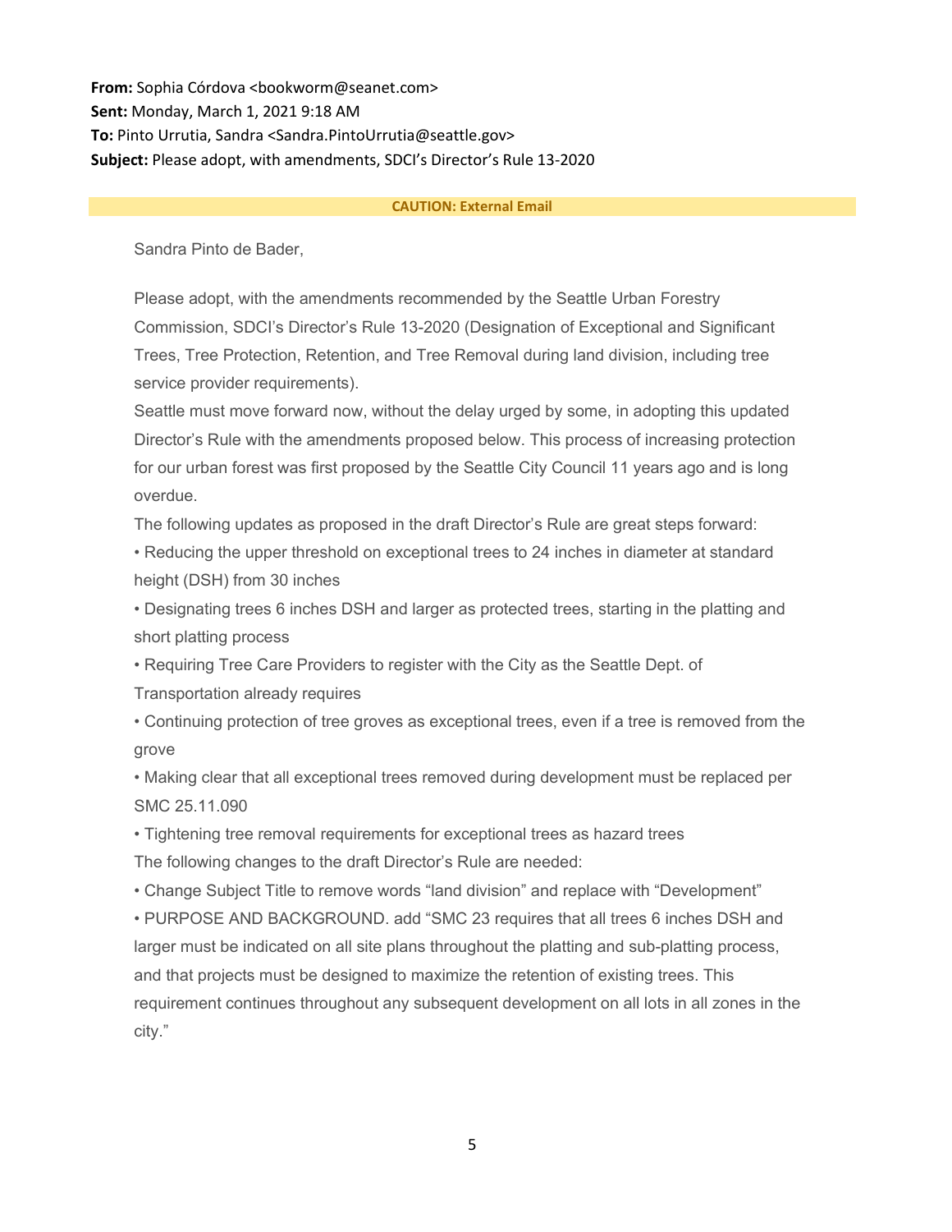**From:** Sophia Córdova <bookworm@seanet.com>
**Sent:** Monday, March 1, 2021 9:18 AM
**To:** Pinto Urrutia, Sandra <Sandra.PintoUrrutia@seattle.gov>
**Subject:** Please adopt, with amendments, SDCI's Director's Rule 13-2020

**CAUTION: External Email**

Sandra Pinto de Bader,

Please adopt, with the amendments recommended by the Seattle Urban Forestry Commission, SDCI's Director's Rule 13-2020 (Designation of Exceptional and Significant Trees, Tree Protection, Retention, and Tree Removal during land division, including tree service provider requirements).

Seattle must move forward now, without the delay urged by some, in adopting this updated Director's Rule with the amendments proposed below. This process of increasing protection for our urban forest was first proposed by the Seattle City Council 11 years ago and is long overdue.

The following updates as proposed in the draft Director's Rule are great steps forward:

• Reducing the upper threshold on exceptional trees to 24 inches in diameter at standard height (DSH) from 30 inches

• Designating trees 6 inches DSH and larger as protected trees, starting in the platting and short platting process

• Requiring Tree Care Providers to register with the City as the Seattle Dept. of Transportation already requires

• Continuing protection of tree groves as exceptional trees, even if a tree is removed from the grove

• Making clear that all exceptional trees removed during development must be replaced per SMC 25.11.090

• Tightening tree removal requirements for exceptional trees as hazard trees

The following changes to the draft Director's Rule are needed:

• Change Subject Title to remove words "land division" and replace with "Development"

• PURPOSE AND BACKGROUND. add "SMC 23 requires that all trees 6 inches DSH and larger must be indicated on all site plans throughout the platting and sub-platting process, and that projects must be designed to maximize the retention of existing trees. This requirement continues throughout any subsequent development on all lots in all zones in the city."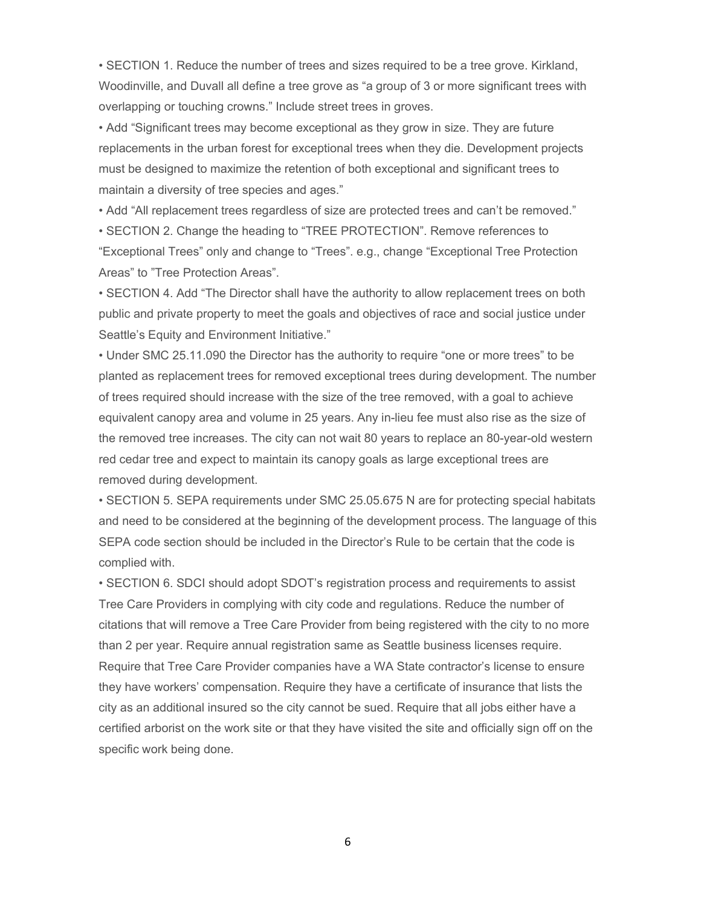- SECTION 1. Reduce the number of trees and sizes required to be a tree grove. Kirkland, Woodinville, and Duvall all define a tree grove as "a group of 3 or more significant trees with overlapping or touching crowns." Include street trees in groves.
- Add "Significant trees may become exceptional as they grow in size. They are future replacements in the urban forest for exceptional trees when they die. Development projects must be designed to maximize the retention of both exceptional and significant trees to maintain a diversity of tree species and ages."
- Add "All replacement trees regardless of size are protected trees and can't be removed."
- SECTION 2. Change the heading to "TREE PROTECTION". Remove references to "Exceptional Trees" only and change to "Trees". e.g., change "Exceptional Tree Protection Areas" to "Tree Protection Areas".
- SECTION 4. Add "The Director shall have the authority to allow replacement trees on both public and private property to meet the goals and objectives of race and social justice under Seattle's Equity and Environment Initiative."
- Under SMC 25.11.090 the Director has the authority to require "one or more trees" to be planted as replacement trees for removed exceptional trees during development. The number of trees required should increase with the size of the tree removed, with a goal to achieve equivalent canopy area and volume in 25 years. Any in-lieu fee must also rise as the size of the removed tree increases. The city can not wait 80 years to replace an 80-year-old western red cedar tree and expect to maintain its canopy goals as large exceptional trees are removed during development.
- SECTION 5. SEPA requirements under SMC 25.05.675 N are for protecting special habitats and need to be considered at the beginning of the development process. The language of this SEPA code section should be included in the Director's Rule to be certain that the code is complied with.
- SECTION 6. SDCI should adopt SDOT's registration process and requirements to assist Tree Care Providers in complying with city code and regulations. Reduce the number of citations that will remove a Tree Care Provider from being registered with the city to no more than 2 per year. Require annual registration same as Seattle business licenses require. Require that Tree Care Provider companies have a WA State contractor's license to ensure they have workers' compensation. Require they have a certificate of insurance that lists the city as an additional insured so the city cannot be sued. Require that all jobs either have a certified arborist on the work site or that they have visited the site and officially sign off on the specific work being done.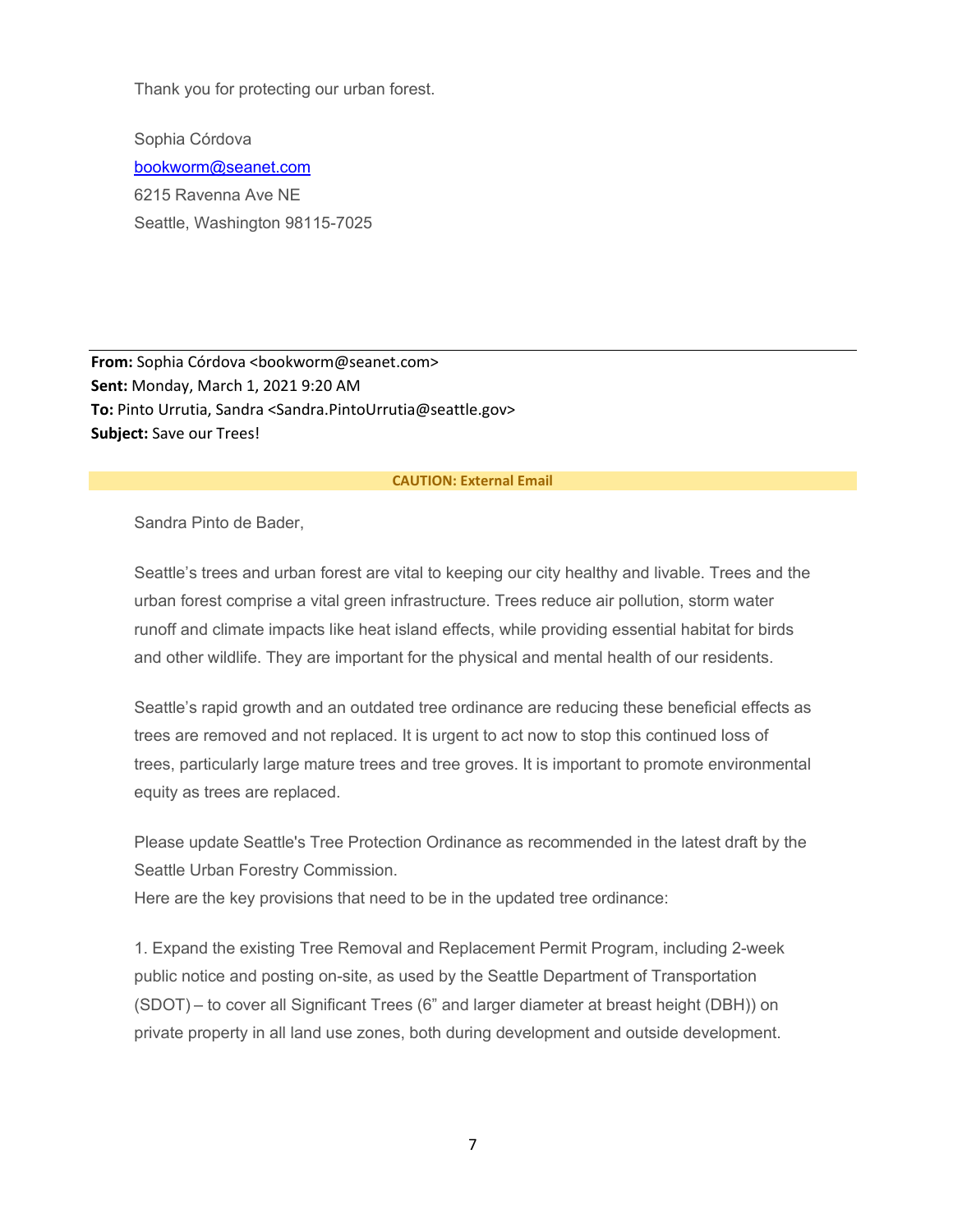Thank you for protecting our urban forest.

Sophia Córdova
bookworm@seanet.com
6215 Ravenna Ave NE
Seattle, Washington 98115-7025

---

**From:** Sophia Córdova <bookworm@seanet.com>
**Sent:** Monday, March 1, 2021 9:20 AM
**To:** Pinto Urrutia, Sandra <Sandra.PintoUrrutia@seattle.gov>
**Subject:** Save our Trees!

**CAUTION: External Email**

Sandra Pinto de Bader,

Seattle's trees and urban forest are vital to keeping our city healthy and livable. Trees and the urban forest comprise a vital green infrastructure. Trees reduce air pollution, storm water runoff and climate impacts like heat island effects, while providing essential habitat for birds and other wildlife. They are important for the physical and mental health of our residents.

Seattle's rapid growth and an outdated tree ordinance are reducing these beneficial effects as trees are removed and not replaced. It is urgent to act now to stop this continued loss of trees, particularly large mature trees and tree groves. It is important to promote environmental equity as trees are replaced.

Please update Seattle's Tree Protection Ordinance as recommended in the latest draft by the Seattle Urban Forestry Commission.
Here are the key provisions that need to be in the updated tree ordinance:

1. Expand the existing Tree Removal and Replacement Permit Program, including 2-week public notice and posting on-site, as used by the Seattle Department of Transportation (SDOT) – to cover all Significant Trees (6" and larger diameter at breast height (DBH)) on private property in all land use zones, both during development and outside development.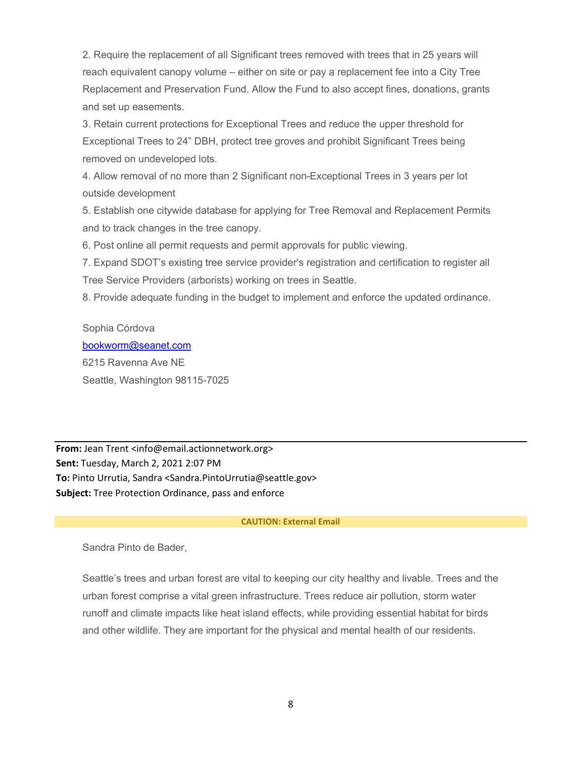2. Require the replacement of all Significant trees removed with trees that in 25 years will reach equivalent canopy volume – either on site or pay a replacement fee into a City Tree Replacement and Preservation Fund. Allow the Fund to also accept fines, donations, grants and set up easements.
3. Retain current protections for Exceptional Trees and reduce the upper threshold for Exceptional Trees to 24" DBH, protect tree groves and prohibit Significant Trees being removed on undeveloped lots.
4. Allow removal of no more than 2 Significant non-Exceptional Trees in 3 years per lot outside development
5. Establish one citywide database for applying for Tree Removal and Replacement Permits and to track changes in the tree canopy.
6. Post online all permit requests and permit approvals for public viewing.
7. Expand SDOT's existing tree service provider's registration and certification to register all Tree Service Providers (arborists) working on trees in Seattle.
8. Provide adequate funding in the budget to implement and enforce the updated ordinance.

Sophia Córdova
bookworm@seanet.com
6215 Ravenna Ave NE
Seattle, Washington 98115-7025

---

**From:** Jean Trent <info@email.actionnetwork.org>
**Sent:** Tuesday, March 2, 2021 2:07 PM
**To:** Pinto Urrutia, Sandra <Sandra.PintoUrrutia@seattle.gov>
**Subject:** Tree Protection Ordinance, pass and enforce

**CAUTION: External Email**

Sandra Pinto de Bader,

Seattle's trees and urban forest are vital to keeping our city healthy and livable. Trees and the urban forest comprise a vital green infrastructure. Trees reduce air pollution, storm water runoff and climate impacts like heat island effects, while providing essential habitat for birds and other wildlife. They are important for the physical and mental health of our residents.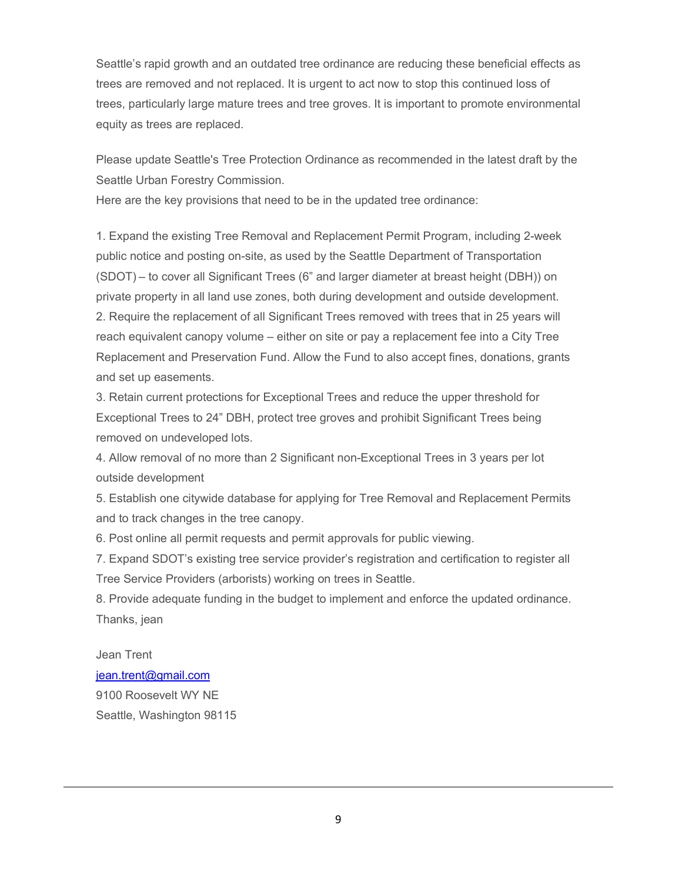Seattle's rapid growth and an outdated tree ordinance are reducing these beneficial effects as trees are removed and not replaced. It is urgent to act now to stop this continued loss of trees, particularly large mature trees and tree groves. It is important to promote environmental equity as trees are replaced.

Please update Seattle's Tree Protection Ordinance as recommended in the latest draft by the Seattle Urban Forestry Commission.
Here are the key provisions that need to be in the updated tree ordinance:

1. Expand the existing Tree Removal and Replacement Permit Program, including 2-week public notice and posting on-site, as used by the Seattle Department of Transportation (SDOT) – to cover all Significant Trees (6" and larger diameter at breast height (DBH)) on private property in all land use zones, both during development and outside development.
2. Require the replacement of all Significant Trees removed with trees that in 25 years will reach equivalent canopy volume – either on site or pay a replacement fee into a City Tree Replacement and Preservation Fund. Allow the Fund to also accept fines, donations, grants and set up easements.
3. Retain current protections for Exceptional Trees and reduce the upper threshold for Exceptional Trees to 24" DBH, protect tree groves and prohibit Significant Trees being removed on undeveloped lots.
4. Allow removal of no more than 2 Significant non-Exceptional Trees in 3 years per lot outside development
5. Establish one citywide database for applying for Tree Removal and Replacement Permits and to track changes in the tree canopy.
6. Post online all permit requests and permit approvals for public viewing.
7. Expand SDOT's existing tree service provider's registration and certification to register all Tree Service Providers (arborists) working on trees in Seattle.
8. Provide adequate funding in the budget to implement and enforce the updated ordinance.

Thanks, jean

Jean Trent
[jean.trent@gmail.com](mailto:jean.trent@gmail.com)
9100 Roosevelt WY NE
Seattle, Washington 98115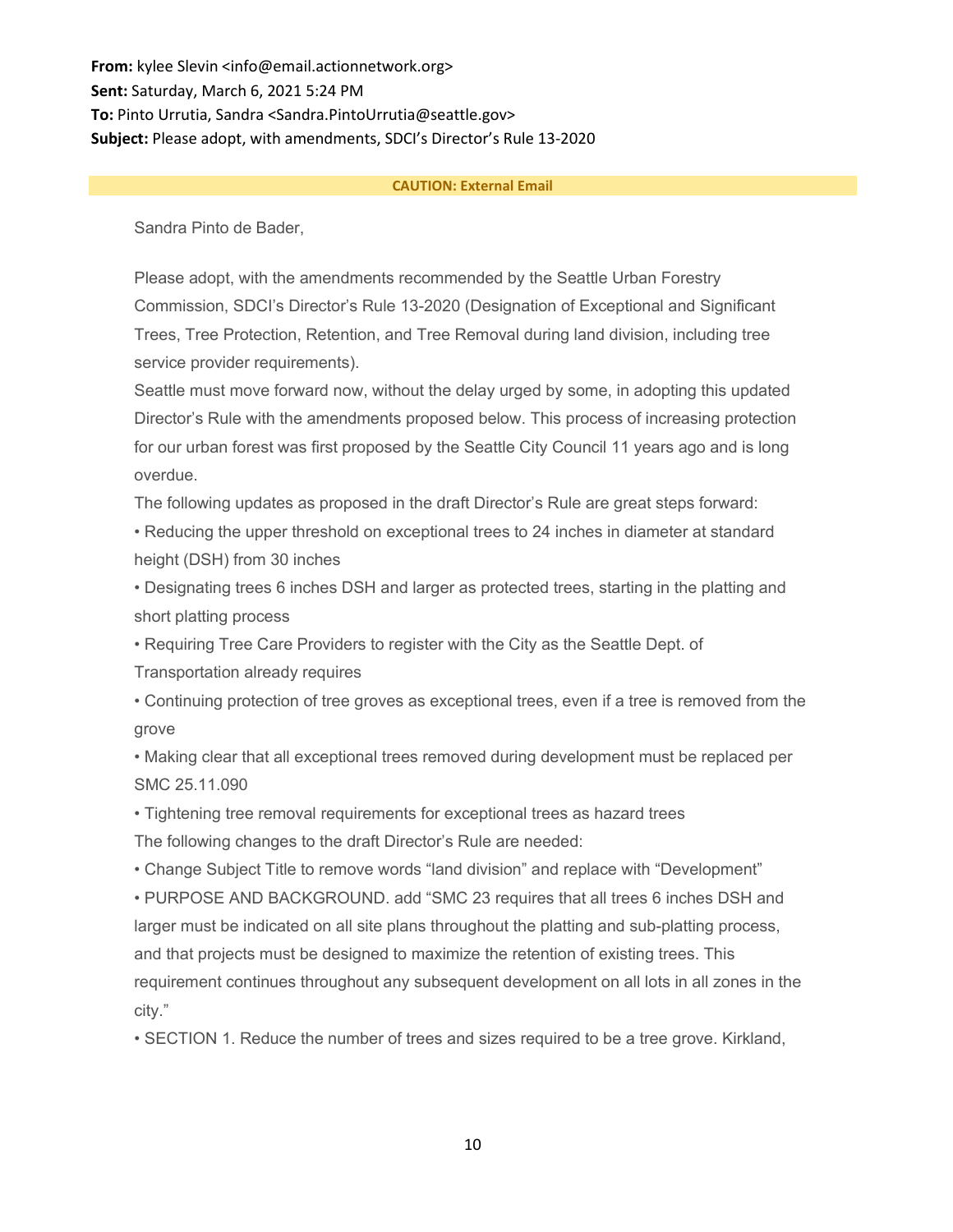**From:** kylee Slevin <info@email.actionnetwork.org>
**Sent:** Saturday, March 6, 2021 5:24 PM
**To:** Pinto Urrutia, Sandra <Sandra.PintoUrrutia@seattle.gov>
**Subject:** Please adopt, with amendments, SDCI's Director's Rule 13-2020

**CAUTION: External Email**

Sandra Pinto de Bader,

Please adopt, with the amendments recommended by the Seattle Urban Forestry Commission, SDCI's Director's Rule 13-2020 (Designation of Exceptional and Significant Trees, Tree Protection, Retention, and Tree Removal during land division, including tree service provider requirements).

Seattle must move forward now, without the delay urged by some, in adopting this updated Director's Rule with the amendments proposed below. This process of increasing protection for our urban forest was first proposed by the Seattle City Council 11 years ago and is long overdue.

The following updates as proposed in the draft Director's Rule are great steps forward:

• Reducing the upper threshold on exceptional trees to 24 inches in diameter at standard height (DSH) from 30 inches

• Designating trees 6 inches DSH and larger as protected trees, starting in the platting and short platting process

• Requiring Tree Care Providers to register with the City as the Seattle Dept. of Transportation already requires

• Continuing protection of tree groves as exceptional trees, even if a tree is removed from the grove

• Making clear that all exceptional trees removed during development must be replaced per SMC 25.11.090

• Tightening tree removal requirements for exceptional trees as hazard trees

The following changes to the draft Director's Rule are needed:

• Change Subject Title to remove words "land division" and replace with "Development"

• PURPOSE AND BACKGROUND. add "SMC 23 requires that all trees 6 inches DSH and larger must be indicated on all site plans throughout the platting and sub-platting process, and that projects must be designed to maximize the retention of existing trees. This requirement continues throughout any subsequent development on all lots in all zones in the city."

• SECTION 1. Reduce the number of trees and sizes required to be a tree grove. Kirkland,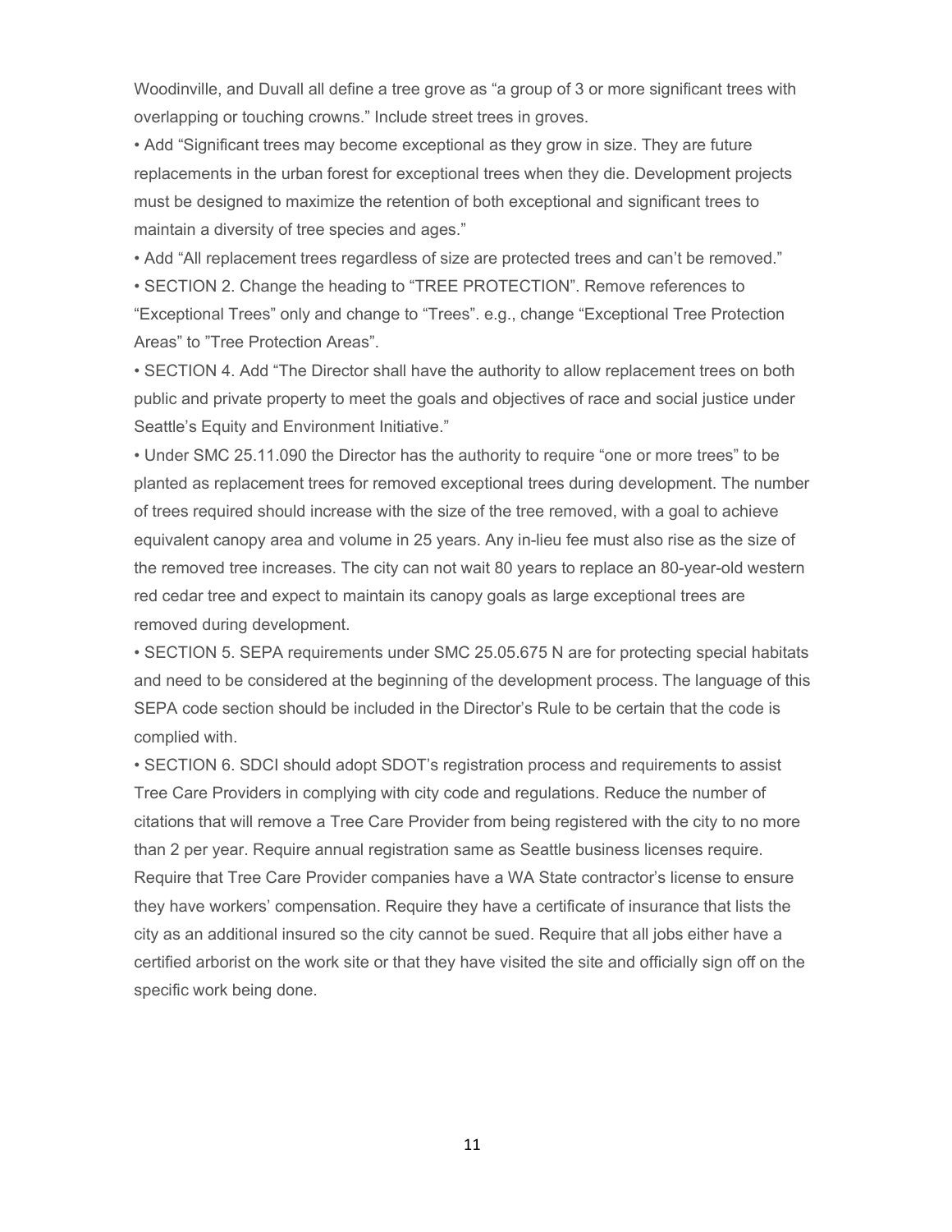Woodinville, and Duvall all define a tree grove as "a group of 3 or more significant trees with overlapping or touching crowns." Include street trees in groves.

- Add "Significant trees may become exceptional as they grow in size. They are future replacements in the urban forest for exceptional trees when they die. Development projects must be designed to maximize the retention of both exceptional and significant trees to maintain a diversity of tree species and ages."
- Add "All replacement trees regardless of size are protected trees and can't be removed."
- SECTION 2. Change the heading to "TREE PROTECTION". Remove references to "Exceptional Trees" only and change to "Trees". e.g., change "Exceptional Tree Protection Areas" to "Tree Protection Areas".
- SECTION 4. Add "The Director shall have the authority to allow replacement trees on both public and private property to meet the goals and objectives of race and social justice under Seattle's Equity and Environment Initiative."
- Under SMC 25.11.090 the Director has the authority to require "one or more trees" to be planted as replacement trees for removed exceptional trees during development. The number of trees required should increase with the size of the tree removed, with a goal to achieve equivalent canopy area and volume in 25 years. Any in-lieu fee must also rise as the size of the removed tree increases. The city can not wait 80 years to replace an 80-year-old western red cedar tree and expect to maintain its canopy goals as large exceptional trees are removed during development.
- SECTION 5. SEPA requirements under SMC 25.05.675 N are for protecting special habitats and need to be considered at the beginning of the development process. The language of this SEPA code section should be included in the Director's Rule to be certain that the code is complied with.
- SECTION 6. SDCI should adopt SDOT's registration process and requirements to assist Tree Care Providers in complying with city code and regulations. Reduce the number of citations that will remove a Tree Care Provider from being registered with the city to no more than 2 per year. Require annual registration same as Seattle business licenses require. Require that Tree Care Provider companies have a WA State contractor's license to ensure they have workers' compensation. Require they have a certificate of insurance that lists the city as an additional insured so the city cannot be sued. Require that all jobs either have a certified arborist on the work site or that they have visited the site and officially sign off on the specific work being done.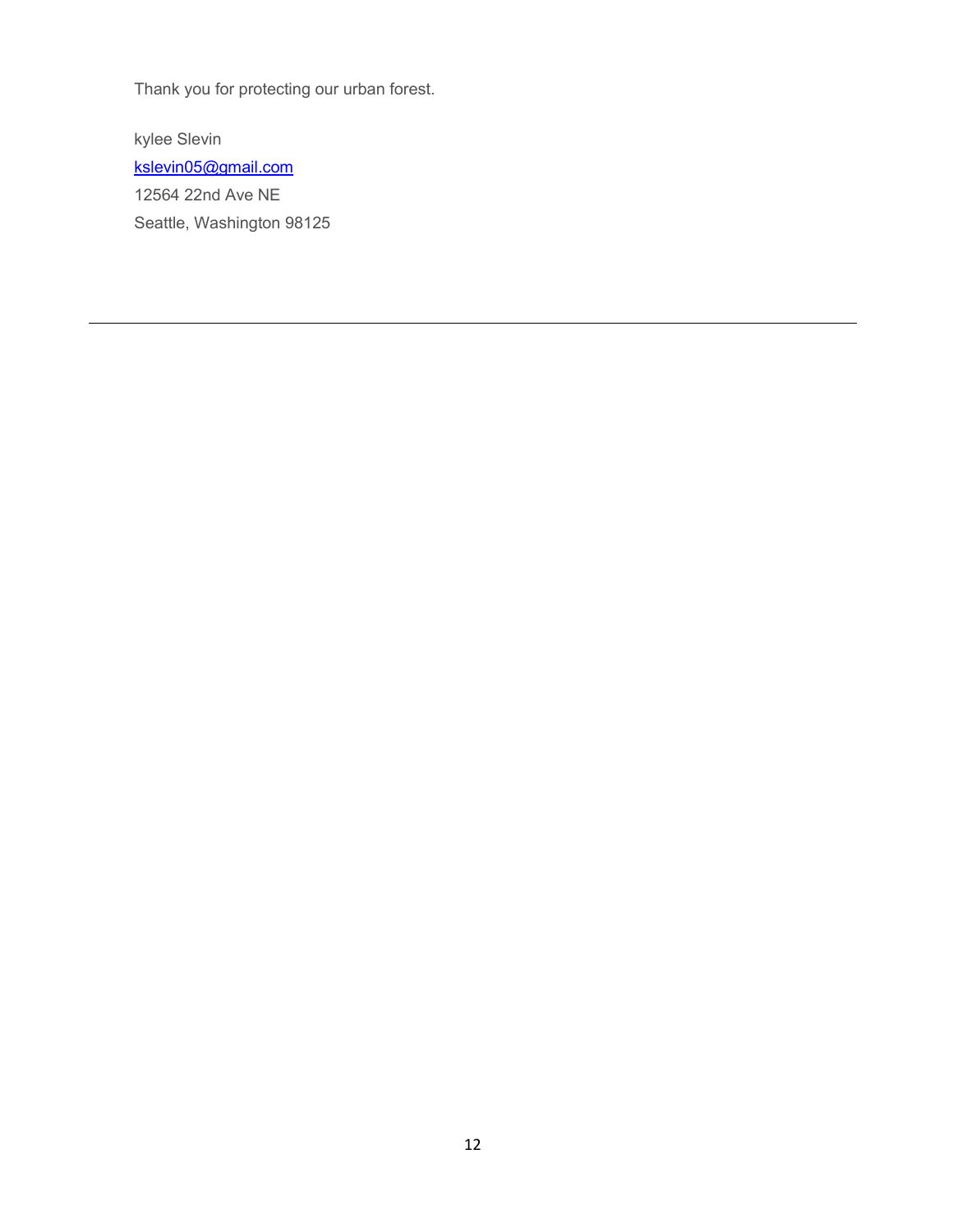Thank you for protecting our urban forest.

kylee Slevin  
kslevin05@gmail.com  
12564 22nd Ave NE  
Seattle, Washington 98125

---